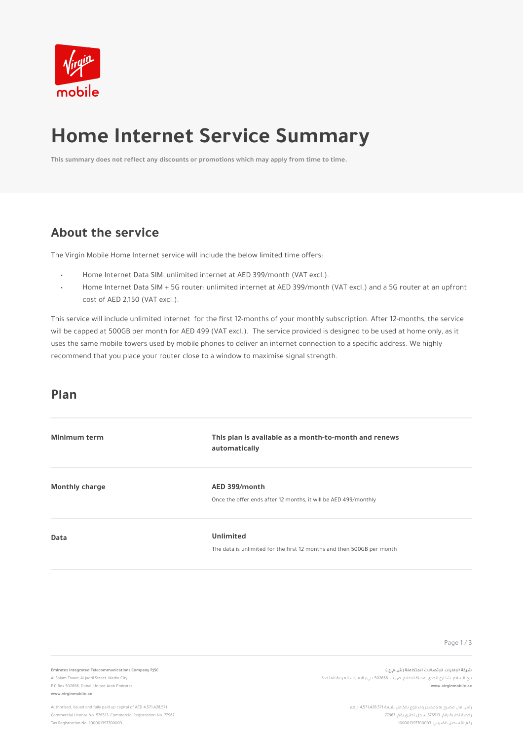# Home Internet Service Summary

**This summary does not reflect any discounts or promotions which may apply from time to time.**

## About the service

The Virgin Mobile Home Internet service will include the below limited time offers:

- Home Internet Data SIM: unlimited internet at AED 399/month (VAT excl.).
- Home Internet Data SIM + 5G router: unlimited internet at AED 399/month (VAT excl.) and a 5G router at an upfront cost of AED 2,150 (VAT excl.).

This service will include unlimited internet for the first 12-months of your monthly subscription. After 12-months, the service will be capped at 500GB per month for AED 499 (VAT excl.). The service provided is designed to be used at home only, as it uses the same mobile towers used by mobile phones to deliver an internet connection to a specific address. We highly recommend that you place your router close to a window to maximise signal strength.

## Plan

| | |
|---|---|
| **Minimum term** | **This plan is available as a month-to-month and renews automatically** |
| **Monthly charge** | **AED 399/month**<br>Once the offer ends after 12 months, it will be AED 499/monthly |
| **Data** | **Unlimited**<br>The data is unlimited for the first 12 months and then 500GB per month |

**Emirates Integrated Telecommunications Company PJSC**
Al Salam Tower, Al Jaddi Street, Media City
P.O.Box 502666, Dubai, United Arab Emirates
**www.virginmobile.ae**

Authorised, issued and fully paid up capital of AED 4,571,428,571
Commercial License No. 576513; Commercial Registration No. 77967
Tax Registration No. 100001397700003

**شركة الإمارات للإتصالات المتكاملة (ش.م.ع.)**
برج السلام، شارع الجدي، مدينة الإعلام، ص.ب. 502666 دبي، الإمارات العربية المتحدة
**www.virginmobile.ae**

رأس مال مصرح به ومصدر ومدفوع بالكامل بقيمة 4,571,428,571 درهم
رخصة تجارية رقم: 576513 سجل تجاري رقم: 77967
رقم التسجيل الضريبي: 100001397700003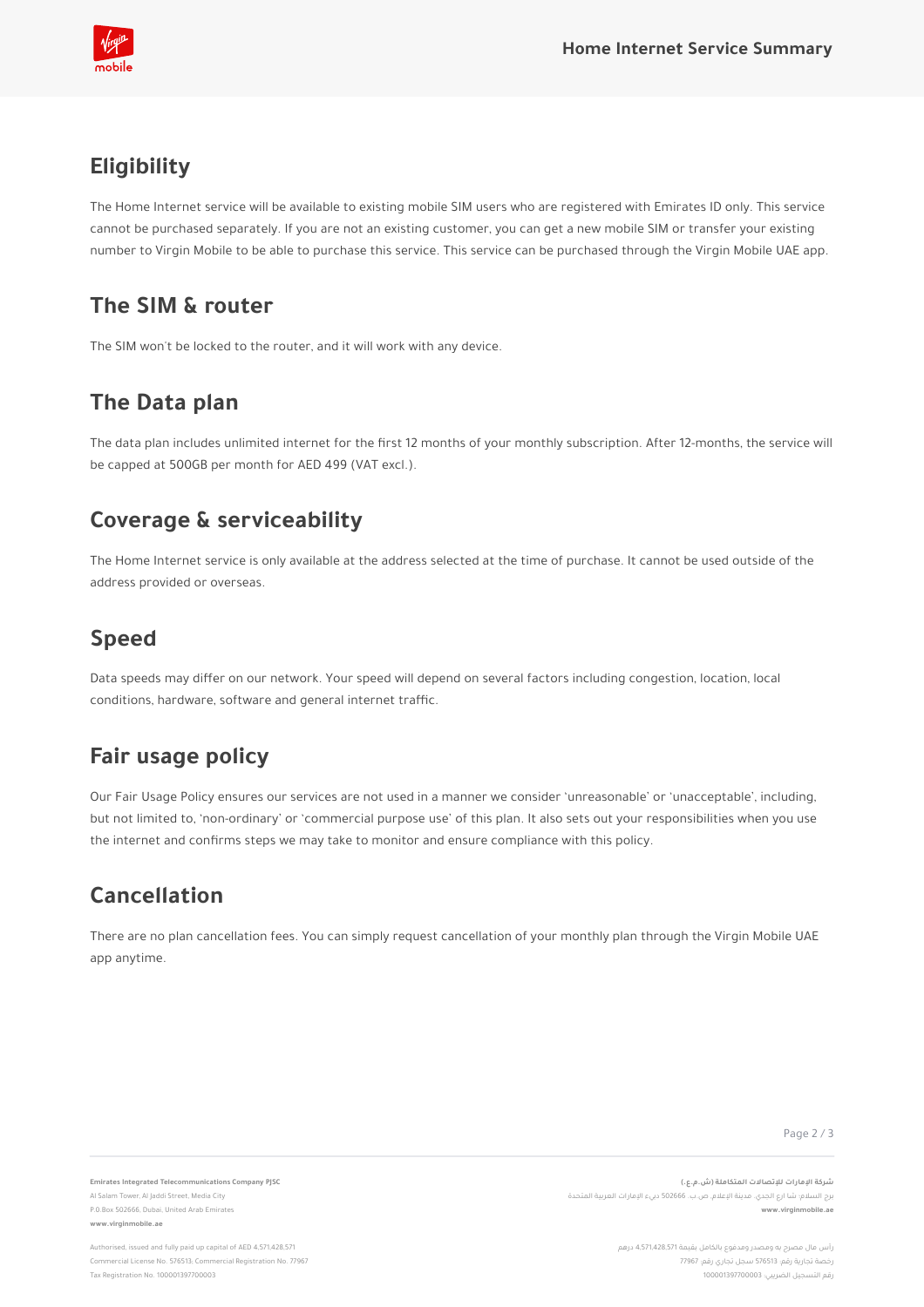## Eligibility

The Home Internet service will be available to existing mobile SIM users who are registered with Emirates ID only. This service cannot be purchased separately. If you are not an existing customer, you can get a new mobile SIM or transfer your existing number to Virgin Mobile to be able to purchase this service. This service can be purchased through the Virgin Mobile UAE app.

## The SIM & router

The SIM won't be locked to the router, and it will work with any device.

## The Data plan

The data plan includes unlimited internet for the first 12 months of your monthly subscription. After 12-months, the service will be capped at 500GB per month for AED 499 (VAT excl.).

## Coverage & serviceability

The Home Internet service is only available at the address selected at the time of purchase. It cannot be used outside of the address provided or overseas.

## Speed

Data speeds may differ on our network. Your speed will depend on several factors including congestion, location, local conditions, hardware, software and general internet traffic.

## Fair usage policy

Our Fair Usage Policy ensures our services are not used in a manner we consider 'unreasonable' or 'unacceptable', including, but not limited to, 'non-ordinary' or 'commercial purpose use' of this plan. It also sets out your responsibilities when you use the internet and confirms steps we may take to monitor and ensure compliance with this policy.

## Cancellation

There are no plan cancellation fees. You can simply request cancellation of your monthly plan through the Virgin Mobile UAE app anytime.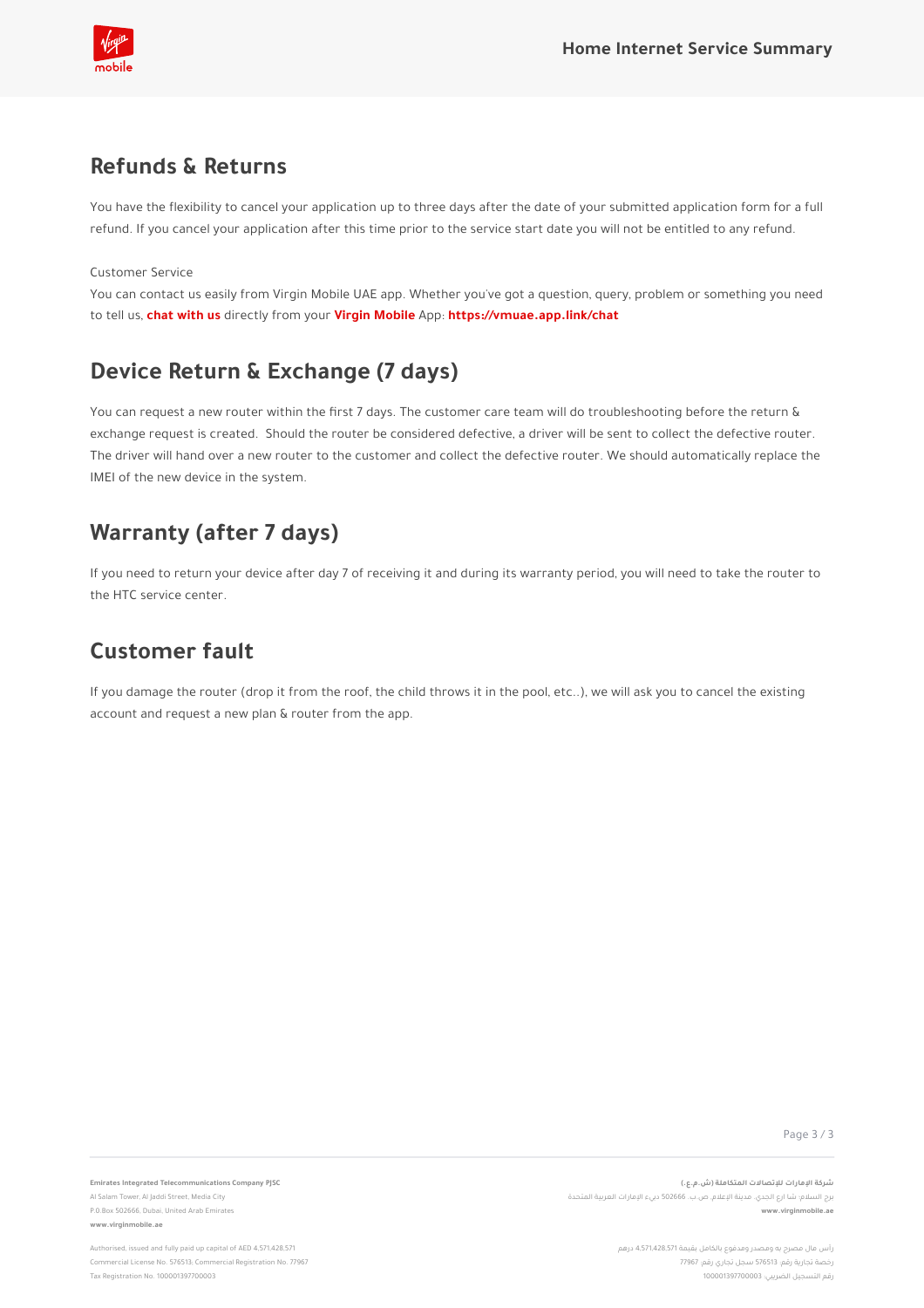## Refunds & Returns

You have the flexibility to cancel your application up to three days after the date of your submitted application form for a full refund. If you cancel your application after this time prior to the service start date you will not be entitled to any refund.

Customer Service

You can contact us easily from Virgin Mobile UAE app. Whether you've got a question, query, problem or something you need to tell us, **chat with us** directly from your **Virgin Mobile** App: **https://vmuae.app.link/chat**

## Device Return & Exchange (7 days)

You can request a new router within the first 7 days. The customer care team will do troubleshooting before the return & exchange request is created. Should the router be considered defective, a driver will be sent to collect the defective router. The driver will hand over a new router to the customer and collect the defective router. We should automatically replace the IMEI of the new device in the system.

## Warranty (after 7 days)

If you need to return your device after day 7 of receiving it and during its warranty period, you will need to take the router to the HTC service center.

## Customer fault

If you damage the router (drop it from the roof, the child throws it in the pool, etc..), we will ask you to cancel the existing account and request a new plan & router from the app.